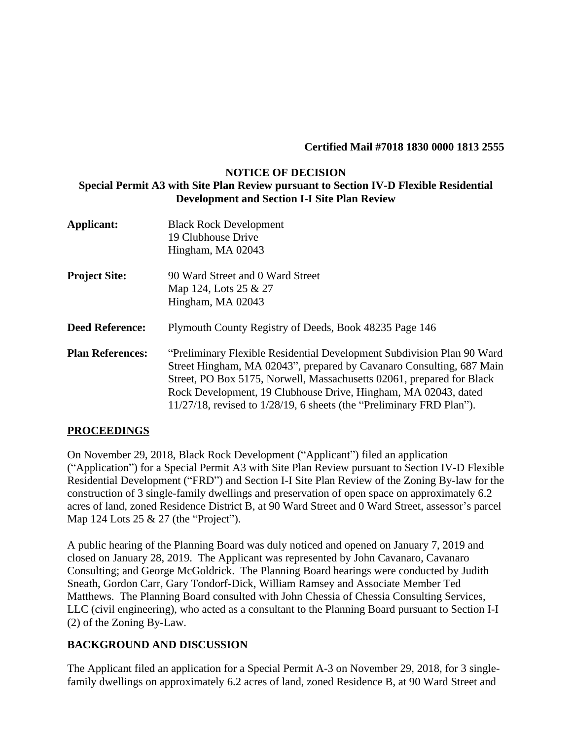**Certified Mail #7018 1830 0000 1813 2555**

# NOTICE OF DECISION

## Special Permit A3 with Site Plan Review pursuant to Section IV-D Flexible Residential Development and Section I-I Site Plan Review

**Applicant:** Black Rock Development
19 Clubhouse Drive
Hingham, MA 02043

**Project Site:** 90 Ward Street and 0 Ward Street
Map 124, Lots 25 & 27
Hingham, MA 02043

**Deed Reference:** Plymouth County Registry of Deeds, Book 48235 Page 146

**Plan References:** "Preliminary Flexible Residential Development Subdivision Plan 90 Ward Street Hingham, MA 02043", prepared by Cavanaro Consulting, 687 Main Street, PO Box 5175, Norwell, Massachusetts 02061, prepared for Black Rock Development, 19 Clubhouse Drive, Hingham, MA 02043, dated 11/27/18, revised to 1/28/19, 6 sheets (the "Preliminary FRD Plan").

## PROCEEDINGS

On November 29, 2018, Black Rock Development ("Applicant") filed an application ("Application") for a Special Permit A3 with Site Plan Review pursuant to Section IV-D Flexible Residential Development ("FRD") and Section I-I Site Plan Review of the Zoning By-law for the construction of 3 single-family dwellings and preservation of open space on approximately 6.2 acres of land, zoned Residence District B, at 90 Ward Street and 0 Ward Street, assessor's parcel Map 124 Lots 25 & 27 (the "Project").

A public hearing of the Planning Board was duly noticed and opened on January 7, 2019 and closed on January 28, 2019. The Applicant was represented by John Cavanaro, Cavanaro Consulting; and George McGoldrick. The Planning Board hearings were conducted by Judith Sneath, Gordon Carr, Gary Tondorf-Dick, William Ramsey and Associate Member Ted Matthews. The Planning Board consulted with John Chessia of Chessia Consulting Services, LLC (civil engineering), who acted as a consultant to the Planning Board pursuant to Section I-I (2) of the Zoning By-Law.

## BACKGROUND AND DISCUSSION

The Applicant filed an application for a Special Permit A-3 on November 29, 2018, for 3 single-family dwellings on approximately 6.2 acres of land, zoned Residence B, at 90 Ward Street and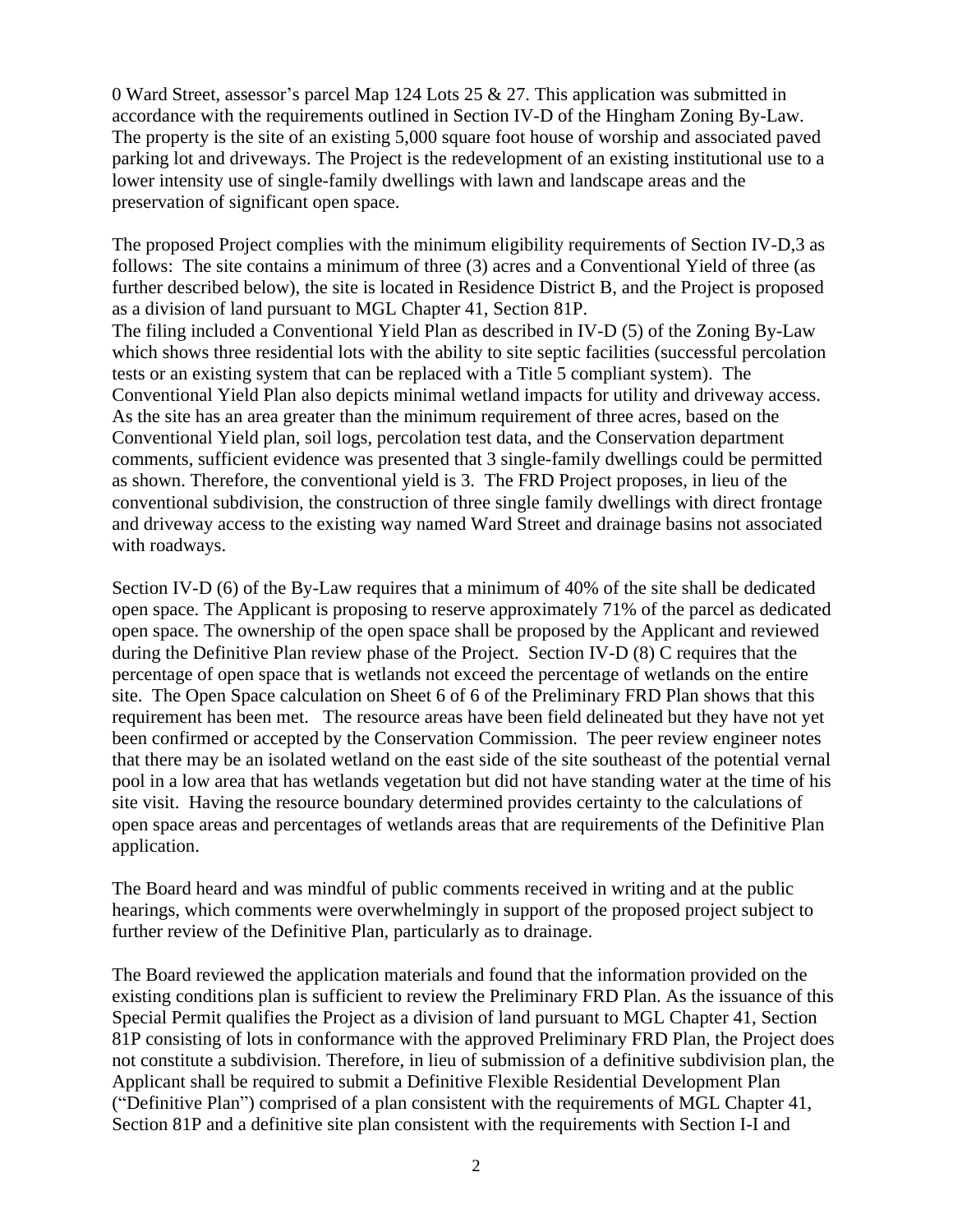0 Ward Street, assessor's parcel Map 124 Lots 25 & 27. This application was submitted in accordance with the requirements outlined in Section IV-D of the Hingham Zoning By-Law. The property is the site of an existing 5,000 square foot house of worship and associated paved parking lot and driveways. The Project is the redevelopment of an existing institutional use to a lower intensity use of single-family dwellings with lawn and landscape areas and the preservation of significant open space.

The proposed Project complies with the minimum eligibility requirements of Section IV-D,3 as follows: The site contains a minimum of three (3) acres and a Conventional Yield of three (as further described below), the site is located in Residence District B, and the Project is proposed as a division of land pursuant to MGL Chapter 41, Section 81P.
The filing included a Conventional Yield Plan as described in IV-D (5) of the Zoning By-Law which shows three residential lots with the ability to site septic facilities (successful percolation tests or an existing system that can be replaced with a Title 5 compliant system). The Conventional Yield Plan also depicts minimal wetland impacts for utility and driveway access. As the site has an area greater than the minimum requirement of three acres, based on the Conventional Yield plan, soil logs, percolation test data, and the Conservation department comments, sufficient evidence was presented that 3 single-family dwellings could be permitted as shown. Therefore, the conventional yield is 3. The FRD Project proposes, in lieu of the conventional subdivision, the construction of three single family dwellings with direct frontage and driveway access to the existing way named Ward Street and drainage basins not associated with roadways.

Section IV-D (6) of the By-Law requires that a minimum of 40% of the site shall be dedicated open space. The Applicant is proposing to reserve approximately 71% of the parcel as dedicated open space. The ownership of the open space shall be proposed by the Applicant and reviewed during the Definitive Plan review phase of the Project. Section IV-D (8) C requires that the percentage of open space that is wetlands not exceed the percentage of wetlands on the entire site. The Open Space calculation on Sheet 6 of 6 of the Preliminary FRD Plan shows that this requirement has been met. The resource areas have been field delineated but they have not yet been confirmed or accepted by the Conservation Commission. The peer review engineer notes that there may be an isolated wetland on the east side of the site southeast of the potential vernal pool in a low area that has wetlands vegetation but did not have standing water at the time of his site visit. Having the resource boundary determined provides certainty to the calculations of open space areas and percentages of wetlands areas that are requirements of the Definitive Plan application.

The Board heard and was mindful of public comments received in writing and at the public hearings, which comments were overwhelmingly in support of the proposed project subject to further review of the Definitive Plan, particularly as to drainage.

The Board reviewed the application materials and found that the information provided on the existing conditions plan is sufficient to review the Preliminary FRD Plan. As the issuance of this Special Permit qualifies the Project as a division of land pursuant to MGL Chapter 41, Section 81P consisting of lots in conformance with the approved Preliminary FRD Plan, the Project does not constitute a subdivision. Therefore, in lieu of submission of a definitive subdivision plan, the Applicant shall be required to submit a Definitive Flexible Residential Development Plan ("Definitive Plan") comprised of a plan consistent with the requirements of MGL Chapter 41, Section 81P and a definitive site plan consistent with the requirements with Section I-I and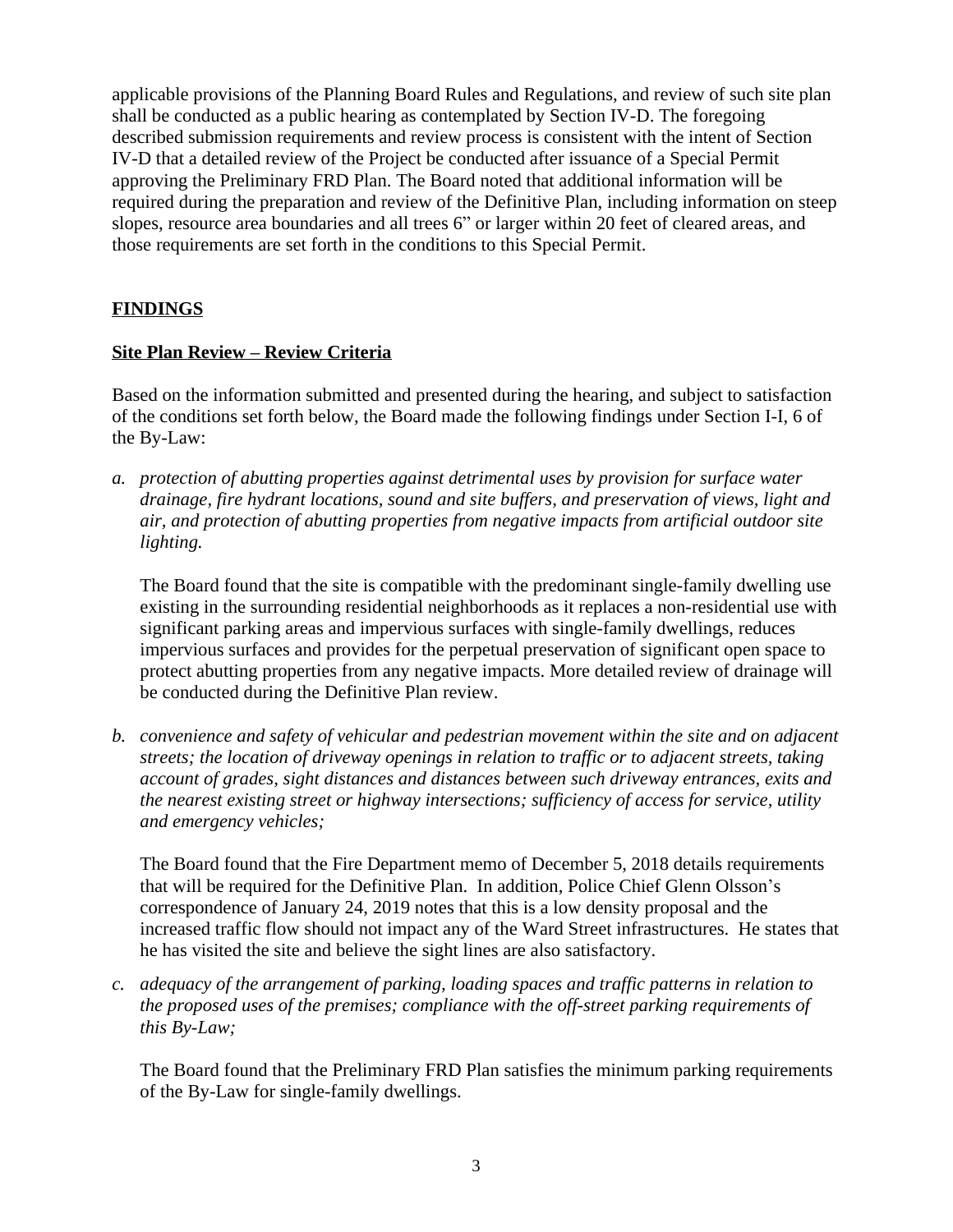applicable provisions of the Planning Board Rules and Regulations, and review of such site plan shall be conducted as a public hearing as contemplated by Section IV-D. The foregoing described submission requirements and review process is consistent with the intent of Section IV-D that a detailed review of the Project be conducted after issuance of a Special Permit approving the Preliminary FRD Plan. The Board noted that additional information will be required during the preparation and review of the Definitive Plan, including information on steep slopes, resource area boundaries and all trees 6" or larger within 20 feet of cleared areas, and those requirements are set forth in the conditions to this Special Permit.

## **FINDINGS**

### **Site Plan Review – Review Criteria**

Based on the information submitted and presented during the hearing, and subject to satisfaction of the conditions set forth below, the Board made the following findings under Section I-I, 6 of the By-Law:

*a. protection of abutting properties against detrimental uses by provision for surface water drainage, fire hydrant locations, sound and site buffers, and preservation of views, light and air, and protection of abutting properties from negative impacts from artificial outdoor site lighting.*

The Board found that the site is compatible with the predominant single-family dwelling use existing in the surrounding residential neighborhoods as it replaces a non-residential use with significant parking areas and impervious surfaces with single-family dwellings, reduces impervious surfaces and provides for the perpetual preservation of significant open space to protect abutting properties from any negative impacts. More detailed review of drainage will be conducted during the Definitive Plan review.

*b. convenience and safety of vehicular and pedestrian movement within the site and on adjacent streets; the location of driveway openings in relation to traffic or to adjacent streets, taking account of grades, sight distances and distances between such driveway entrances, exits and the nearest existing street or highway intersections; sufficiency of access for service, utility and emergency vehicles;*

The Board found that the Fire Department memo of December 5, 2018 details requirements that will be required for the Definitive Plan. In addition, Police Chief Glenn Olsson's correspondence of January 24, 2019 notes that this is a low density proposal and the increased traffic flow should not impact any of the Ward Street infrastructures. He states that he has visited the site and believe the sight lines are also satisfactory.

*c. adequacy of the arrangement of parking, loading spaces and traffic patterns in relation to the proposed uses of the premises; compliance with the off-street parking requirements of this By-Law;*

The Board found that the Preliminary FRD Plan satisfies the minimum parking requirements of the By-Law for single-family dwellings.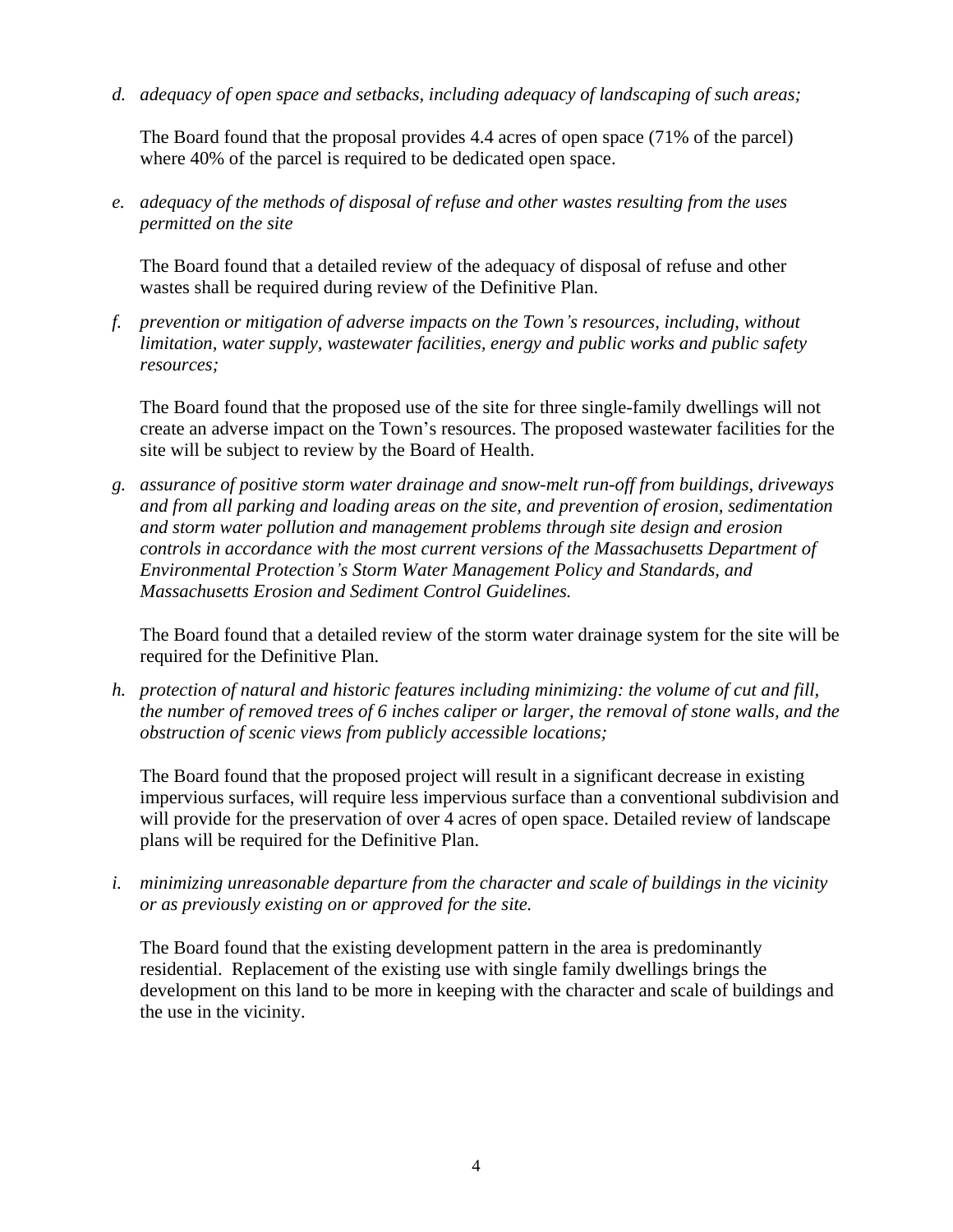*d. adequacy of open space and setbacks, including adequacy of landscaping of such areas;*

The Board found that the proposal provides 4.4 acres of open space (71% of the parcel) where 40% of the parcel is required to be dedicated open space.

*e. adequacy of the methods of disposal of refuse and other wastes resulting from the uses permitted on the site*

The Board found that a detailed review of the adequacy of disposal of refuse and other wastes shall be required during review of the Definitive Plan.

*f. prevention or mitigation of adverse impacts on the Town's resources, including, without limitation, water supply, wastewater facilities, energy and public works and public safety resources;*

The Board found that the proposed use of the site for three single-family dwellings will not create an adverse impact on the Town's resources. The proposed wastewater facilities for the site will be subject to review by the Board of Health.

*g. assurance of positive storm water drainage and snow-melt run-off from buildings, driveways and from all parking and loading areas on the site, and prevention of erosion, sedimentation and storm water pollution and management problems through site design and erosion controls in accordance with the most current versions of the Massachusetts Department of Environmental Protection's Storm Water Management Policy and Standards, and Massachusetts Erosion and Sediment Control Guidelines.*

The Board found that a detailed review of the storm water drainage system for the site will be required for the Definitive Plan.

*h. protection of natural and historic features including minimizing: the volume of cut and fill, the number of removed trees of 6 inches caliper or larger, the removal of stone walls, and the obstruction of scenic views from publicly accessible locations;*

The Board found that the proposed project will result in a significant decrease in existing impervious surfaces, will require less impervious surface than a conventional subdivision and will provide for the preservation of over 4 acres of open space. Detailed review of landscape plans will be required for the Definitive Plan.

*i. minimizing unreasonable departure from the character and scale of buildings in the vicinity or as previously existing on or approved for the site.*

The Board found that the existing development pattern in the area is predominantly residential. Replacement of the existing use with single family dwellings brings the development on this land to be more in keeping with the character and scale of buildings and the use in the vicinity.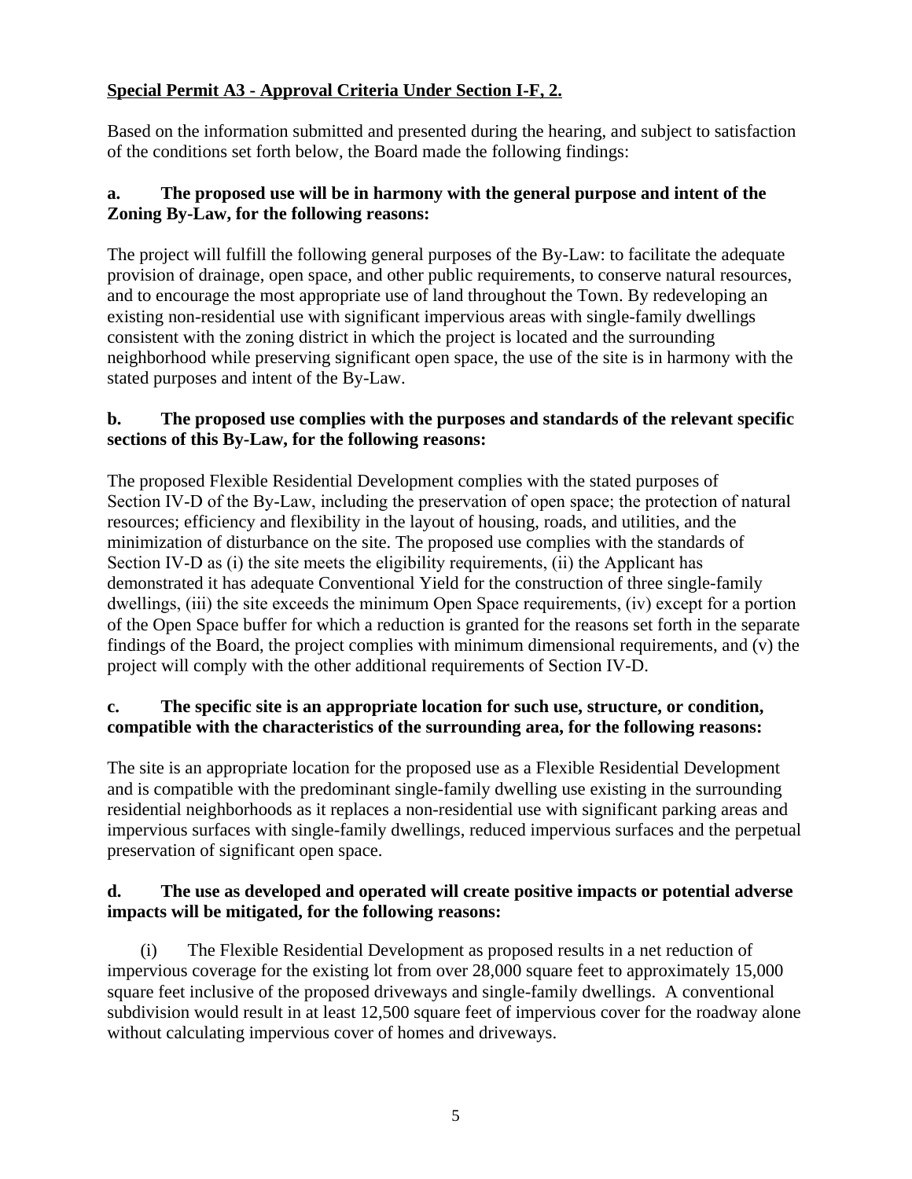**Special Permit A3 - Approval Criteria Under Section I-F, 2.**

Based on the information submitted and presented during the hearing, and subject to satisfaction of the conditions set forth below, the Board made the following findings:

**a. The proposed use will be in harmony with the general purpose and intent of the Zoning By-Law, for the following reasons:**

The project will fulfill the following general purposes of the By-Law: to facilitate the adequate provision of drainage, open space, and other public requirements, to conserve natural resources, and to encourage the most appropriate use of land throughout the Town. By redeveloping an existing non-residential use with significant impervious areas with single-family dwellings consistent with the zoning district in which the project is located and the surrounding neighborhood while preserving significant open space, the use of the site is in harmony with the stated purposes and intent of the By-Law.

**b. The proposed use complies with the purposes and standards of the relevant specific sections of this By-Law, for the following reasons:**

The proposed Flexible Residential Development complies with the stated purposes of Section IV-D of the By-Law, including the preservation of open space; the protection of natural resources; efficiency and flexibility in the layout of housing, roads, and utilities, and the minimization of disturbance on the site. The proposed use complies with the standards of Section IV-D as (i) the site meets the eligibility requirements, (ii) the Applicant has demonstrated it has adequate Conventional Yield for the construction of three single-family dwellings, (iii) the site exceeds the minimum Open Space requirements, (iv) except for a portion of the Open Space buffer for which a reduction is granted for the reasons set forth in the separate findings of the Board, the project complies with minimum dimensional requirements, and (v) the project will comply with the other additional requirements of Section IV-D.

**c. The specific site is an appropriate location for such use, structure, or condition, compatible with the characteristics of the surrounding area, for the following reasons:**

The site is an appropriate location for the proposed use as a Flexible Residential Development and is compatible with the predominant single-family dwelling use existing in the surrounding residential neighborhoods as it replaces a non-residential use with significant parking areas and impervious surfaces with single-family dwellings, reduced impervious surfaces and the perpetual preservation of significant open space.

**d. The use as developed and operated will create positive impacts or potential adverse impacts will be mitigated, for the following reasons:**

(i) The Flexible Residential Development as proposed results in a net reduction of impervious coverage for the existing lot from over 28,000 square feet to approximately 15,000 square feet inclusive of the proposed driveways and single-family dwellings. A conventional subdivision would result in at least 12,500 square feet of impervious cover for the roadway alone without calculating impervious cover of homes and driveways.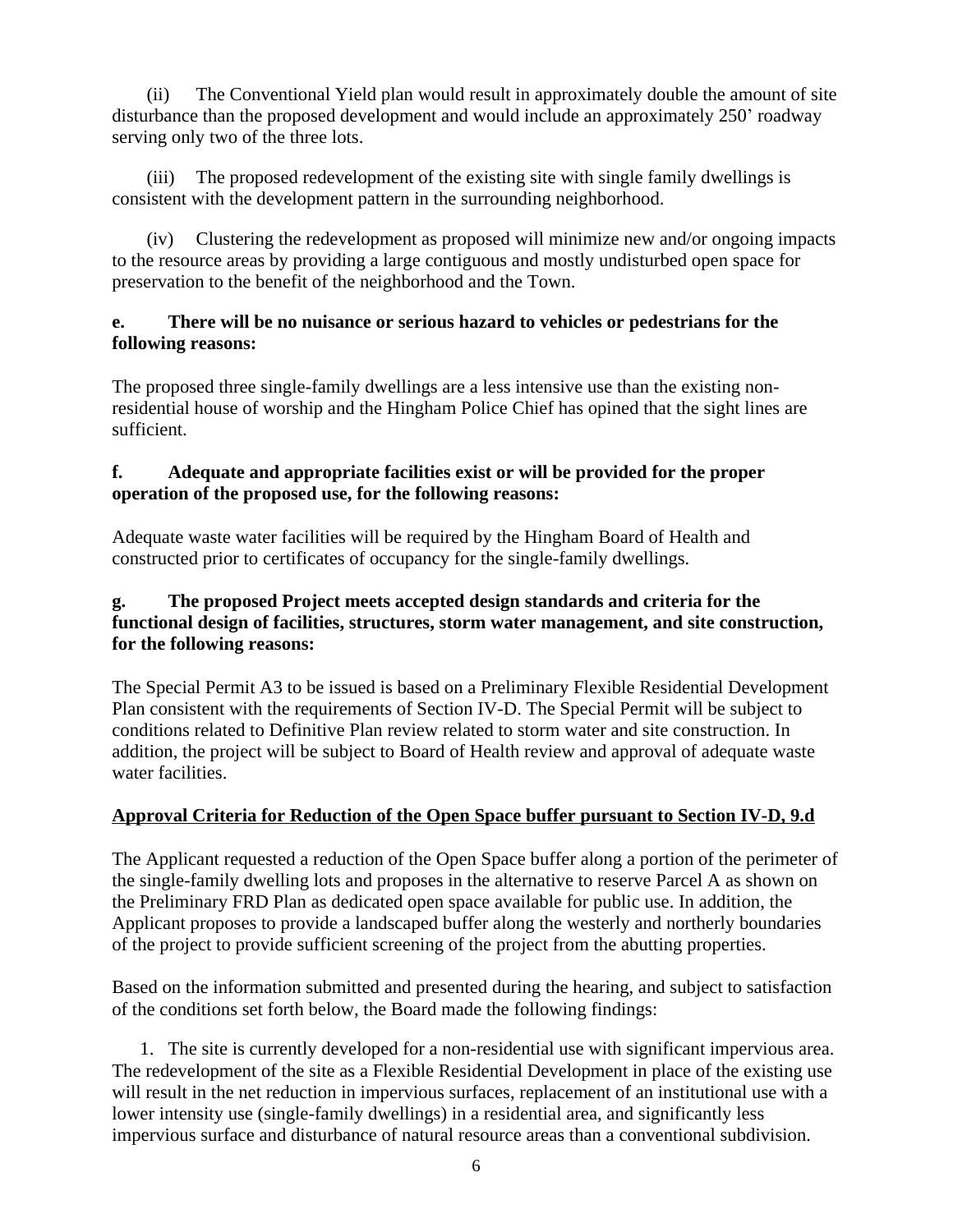(ii) The Conventional Yield plan would result in approximately double the amount of site disturbance than the proposed development and would include an approximately 250' roadway serving only two of the three lots.

(iii) The proposed redevelopment of the existing site with single family dwellings is consistent with the development pattern in the surrounding neighborhood.

(iv) Clustering the redevelopment as proposed will minimize new and/or ongoing impacts to the resource areas by providing a large contiguous and mostly undisturbed open space for preservation to the benefit of the neighborhood and the Town.

**e. There will be no nuisance or serious hazard to vehicles or pedestrians for the following reasons:**

The proposed three single-family dwellings are a less intensive use than the existing non-residential house of worship and the Hingham Police Chief has opined that the sight lines are sufficient.

**f. Adequate and appropriate facilities exist or will be provided for the proper operation of the proposed use, for the following reasons:**

Adequate waste water facilities will be required by the Hingham Board of Health and constructed prior to certificates of occupancy for the single-family dwellings.

**g. The proposed Project meets accepted design standards and criteria for the functional design of facilities, structures, storm water management, and site construction, for the following reasons:**

The Special Permit A3 to be issued is based on a Preliminary Flexible Residential Development Plan consistent with the requirements of Section IV-D. The Special Permit will be subject to conditions related to Definitive Plan review related to storm water and site construction. In addition, the project will be subject to Board of Health review and approval of adequate waste water facilities.

**Approval Criteria for Reduction of the Open Space buffer pursuant to Section IV-D, 9.d**

The Applicant requested a reduction of the Open Space buffer along a portion of the perimeter of the single-family dwelling lots and proposes in the alternative to reserve Parcel A as shown on the Preliminary FRD Plan as dedicated open space available for public use. In addition, the Applicant proposes to provide a landscaped buffer along the westerly and northerly boundaries of the project to provide sufficient screening of the project from the abutting properties.

Based on the information submitted and presented during the hearing, and subject to satisfaction of the conditions set forth below, the Board made the following findings:

1. The site is currently developed for a non-residential use with significant impervious area. The redevelopment of the site as a Flexible Residential Development in place of the existing use will result in the net reduction in impervious surfaces, replacement of an institutional use with a lower intensity use (single-family dwellings) in a residential area, and significantly less impervious surface and disturbance of natural resource areas than a conventional subdivision.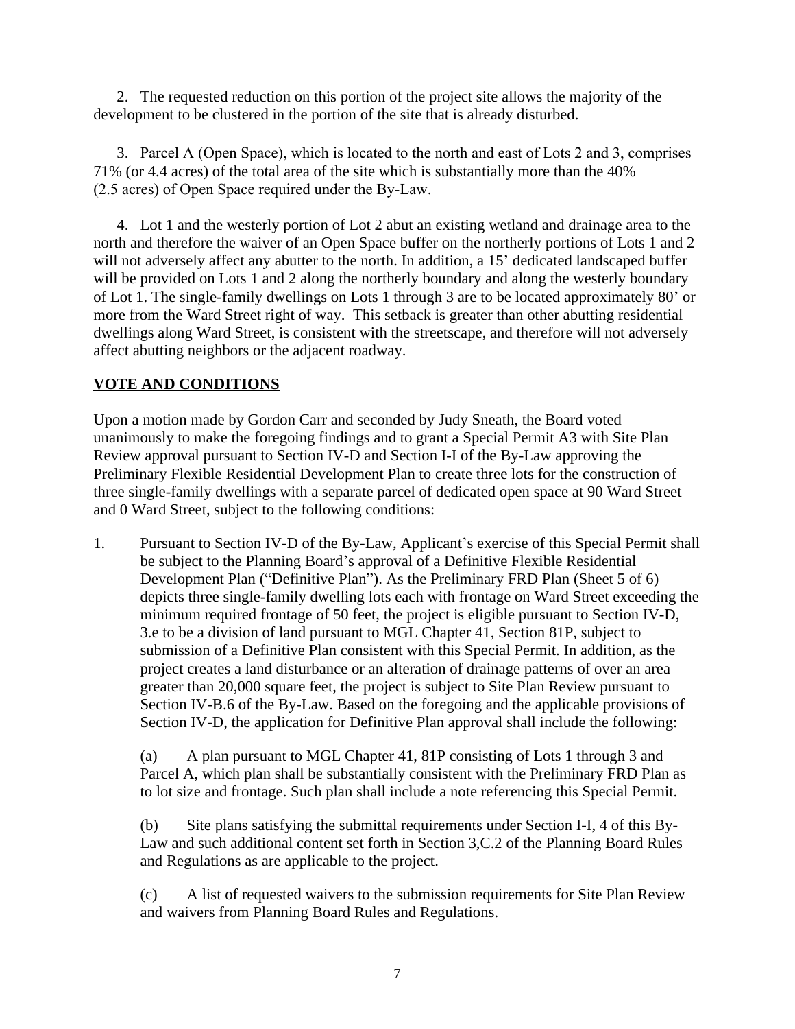2. The requested reduction on this portion of the project site allows the majority of the development to be clustered in the portion of the site that is already disturbed.

3. Parcel A (Open Space), which is located to the north and east of Lots 2 and 3, comprises 71% (or 4.4 acres) of the total area of the site which is substantially more than the 40% (2.5 acres) of Open Space required under the By-Law.

4. Lot 1 and the westerly portion of Lot 2 abut an existing wetland and drainage area to the north and therefore the waiver of an Open Space buffer on the northerly portions of Lots 1 and 2 will not adversely affect any abutter to the north. In addition, a 15' dedicated landscaped buffer will be provided on Lots 1 and 2 along the northerly boundary and along the westerly boundary of Lot 1. The single-family dwellings on Lots 1 through 3 are to be located approximately 80' or more from the Ward Street right of way. This setback is greater than other abutting residential dwellings along Ward Street, is consistent with the streetscape, and therefore will not adversely affect abutting neighbors or the adjacent roadway.

## VOTE AND CONDITIONS

Upon a motion made by Gordon Carr and seconded by Judy Sneath, the Board voted unanimously to make the foregoing findings and to grant a Special Permit A3 with Site Plan Review approval pursuant to Section IV-D and Section I-I of the By-Law approving the Preliminary Flexible Residential Development Plan to create three lots for the construction of three single-family dwellings with a separate parcel of dedicated open space at 90 Ward Street and 0 Ward Street, subject to the following conditions:

1. Pursuant to Section IV-D of the By-Law, Applicant's exercise of this Special Permit shall be subject to the Planning Board's approval of a Definitive Flexible Residential Development Plan ("Definitive Plan"). As the Preliminary FRD Plan (Sheet 5 of 6) depicts three single-family dwelling lots each with frontage on Ward Street exceeding the minimum required frontage of 50 feet, the project is eligible pursuant to Section IV-D, 3.e to be a division of land pursuant to MGL Chapter 41, Section 81P, subject to submission of a Definitive Plan consistent with this Special Permit. In addition, as the project creates a land disturbance or an alteration of drainage patterns of over an area greater than 20,000 square feet, the project is subject to Site Plan Review pursuant to Section IV-B.6 of the By-Law. Based on the foregoing and the applicable provisions of Section IV-D, the application for Definitive Plan approval shall include the following:

   (a) A plan pursuant to MGL Chapter 41, 81P consisting of Lots 1 through 3 and Parcel A, which plan shall be substantially consistent with the Preliminary FRD Plan as to lot size and frontage. Such plan shall include a note referencing this Special Permit.

   (b) Site plans satisfying the submittal requirements under Section I-I, 4 of this By-Law and such additional content set forth in Section 3,C.2 of the Planning Board Rules and Regulations as are applicable to the project.

   (c) A list of requested waivers to the submission requirements for Site Plan Review and waivers from Planning Board Rules and Regulations.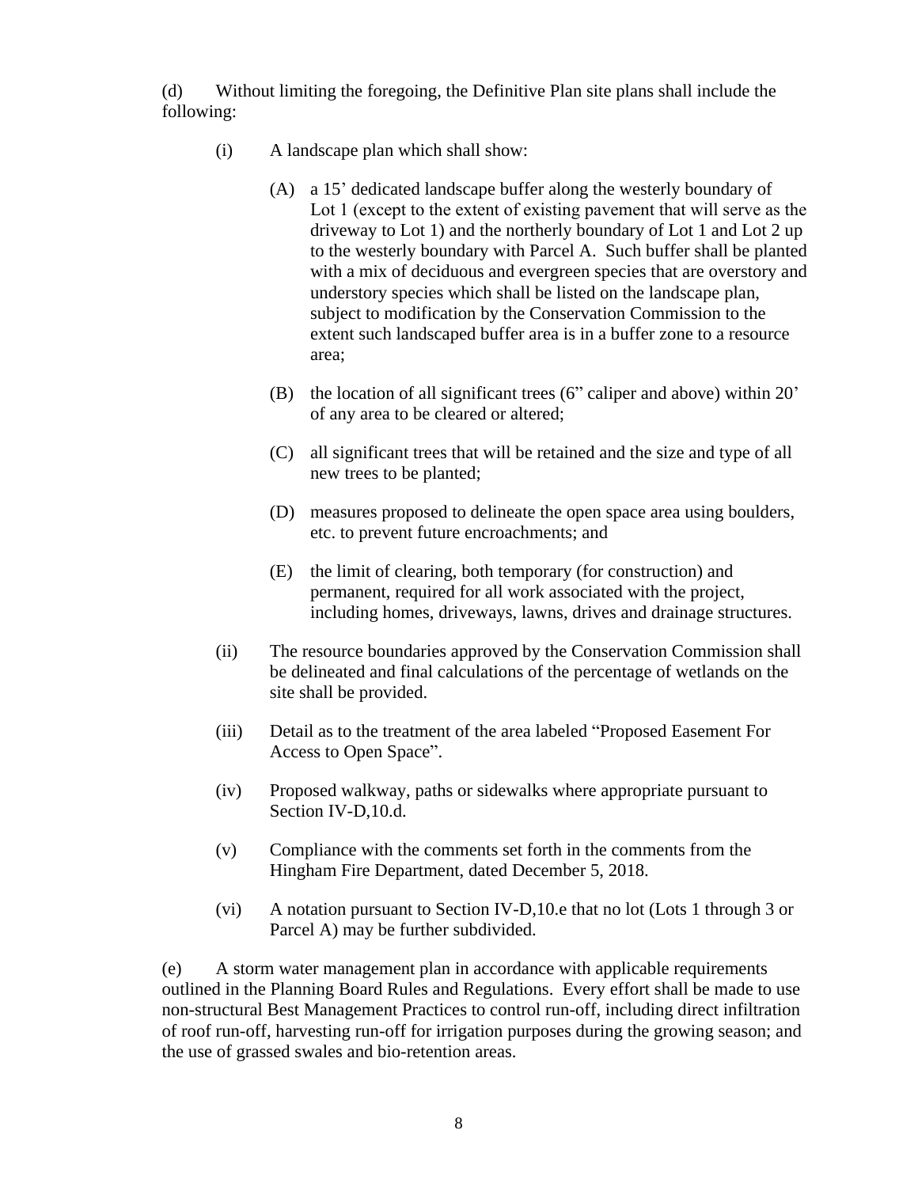(d) Without limiting the foregoing, the Definitive Plan site plans shall include the following:

(i) A landscape plan which shall show:

(A) a 15' dedicated landscape buffer along the westerly boundary of Lot 1 (except to the extent of existing pavement that will serve as the driveway to Lot 1) and the northerly boundary of Lot 1 and Lot 2 up to the westerly boundary with Parcel A. Such buffer shall be planted with a mix of deciduous and evergreen species that are overstory and understory species which shall be listed on the landscape plan, subject to modification by the Conservation Commission to the extent such landscaped buffer area is in a buffer zone to a resource area;

(B) the location of all significant trees (6" caliper and above) within 20' of any area to be cleared or altered;

(C) all significant trees that will be retained and the size and type of all new trees to be planted;

(D) measures proposed to delineate the open space area using boulders, etc. to prevent future encroachments; and

(E) the limit of clearing, both temporary (for construction) and permanent, required for all work associated with the project, including homes, driveways, lawns, drives and drainage structures.

(ii) The resource boundaries approved by the Conservation Commission shall be delineated and final calculations of the percentage of wetlands on the site shall be provided.

(iii) Detail as to the treatment of the area labeled "Proposed Easement For Access to Open Space".

(iv) Proposed walkway, paths or sidewalks where appropriate pursuant to Section IV-D,10.d.

(v) Compliance with the comments set forth in the comments from the Hingham Fire Department, dated December 5, 2018.

(vi) A notation pursuant to Section IV-D,10.e that no lot (Lots 1 through 3 or Parcel A) may be further subdivided.

(e) A storm water management plan in accordance with applicable requirements outlined in the Planning Board Rules and Regulations. Every effort shall be made to use non-structural Best Management Practices to control run-off, including direct infiltration of roof run-off, harvesting run-off for irrigation purposes during the growing season; and the use of grassed swales and bio-retention areas.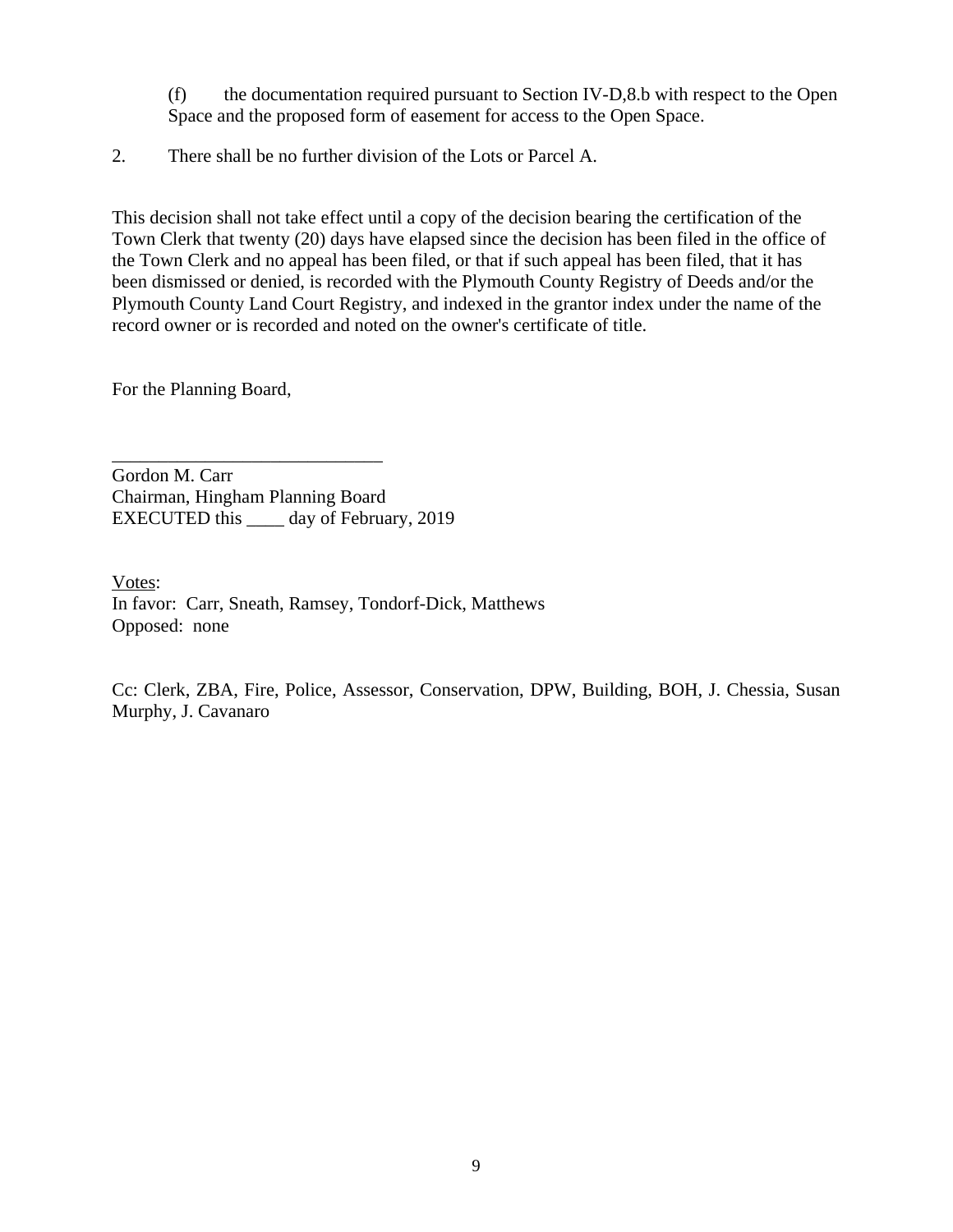(f) the documentation required pursuant to Section IV-D,8.b with respect to the Open Space and the proposed form of easement for access to the Open Space.

2. There shall be no further division of the Lots or Parcel A.

This decision shall not take effect until a copy of the decision bearing the certification of the Town Clerk that twenty (20) days have elapsed since the decision has been filed in the office of the Town Clerk and no appeal has been filed, or that if such appeal has been filed, that it has been dismissed or denied, is recorded with the Plymouth County Registry of Deeds and/or the Plymouth County Land Court Registry, and indexed in the grantor index under the name of the record owner or is recorded and noted on the owner's certificate of title.

For the Planning Board,

_____________________________
Gordon M. Carr
Chairman, Hingham Planning Board
EXECUTED this ____ day of February, 2019

Votes:
In favor: Carr, Sneath, Ramsey, Tondorf-Dick, Matthews
Opposed: none

Cc: Clerk, ZBA, Fire, Police, Assessor, Conservation, DPW, Building, BOH, J. Chessia, Susan Murphy, J. Cavanaro